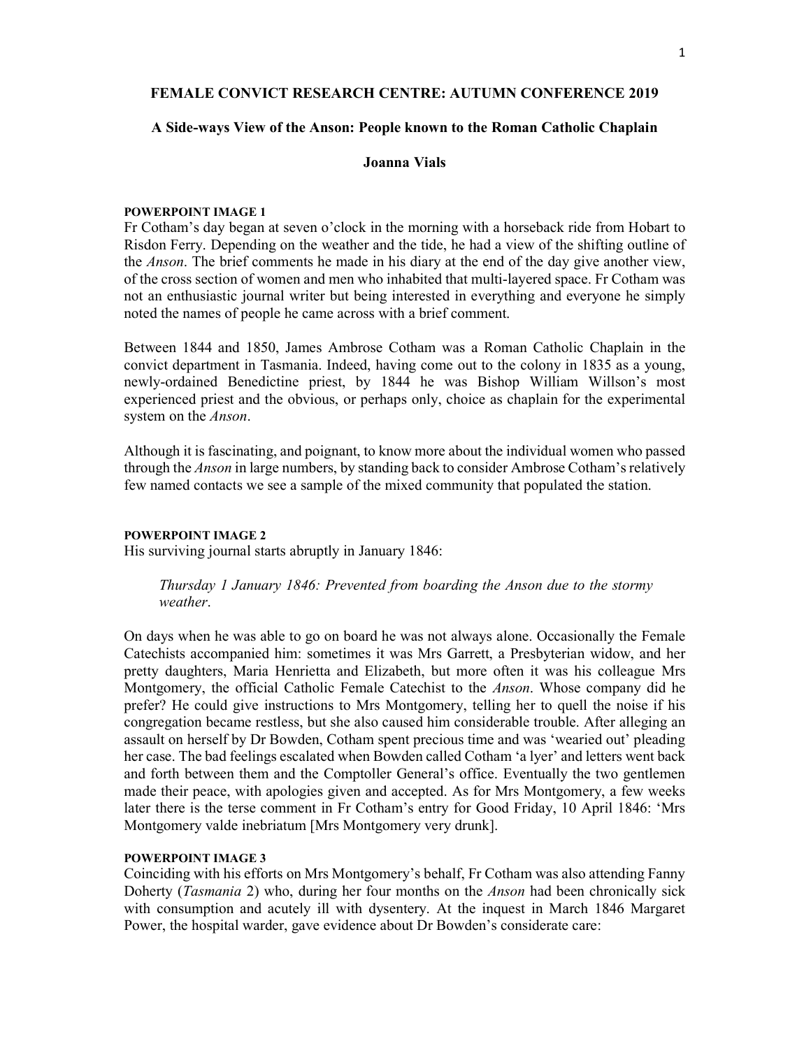**FEMALE CONVICT RESEARCH CENTRE: AUTUMN CONFERENCE 2019**

**A Side-ways View of the Anson: People known to the Roman Catholic Chaplain**

**Joanna Vials**

**POWERPOINT IMAGE 1**

Fr Cotham's day began at seven o'clock in the morning with a horseback ride from Hobart to Risdon Ferry. Depending on the weather and the tide, he had a view of the shifting outline of the *Anson*. The brief comments he made in his diary at the end of the day give another view, of the cross section of women and men who inhabited that multi-layered space. Fr Cotham was not an enthusiastic journal writer but being interested in everything and everyone he simply noted the names of people he came across with a brief comment.

Between 1844 and 1850, James Ambrose Cotham was a Roman Catholic Chaplain in the convict department in Tasmania. Indeed, having come out to the colony in 1835 as a young, newly-ordained Benedictine priest, by 1844 he was Bishop William Willson's most experienced priest and the obvious, or perhaps only, choice as chaplain for the experimental system on the *Anson*.

Although it is fascinating, and poignant, to know more about the individual women who passed through the *Anson* in large numbers, by standing back to consider Ambrose Cotham's relatively few named contacts we see a sample of the mixed community that populated the station.

**POWERPOINT IMAGE 2**

His surviving journal starts abruptly in January 1846:

> *Thursday 1 January 1846: Prevented from boarding the Anson due to the stormy weather.*

On days when he was able to go on board he was not always alone. Occasionally the Female Catechists accompanied him: sometimes it was Mrs Garrett, a Presbyterian widow, and her pretty daughters, Maria Henrietta and Elizabeth, but more often it was his colleague Mrs Montgomery, the official Catholic Female Catechist to the *Anson*. Whose company did he prefer? He could give instructions to Mrs Montgomery, telling her to quell the noise if his congregation became restless, but she also caused him considerable trouble. After alleging an assault on herself by Dr Bowden, Cotham spent precious time and was 'wearied out' pleading her case. The bad feelings escalated when Bowden called Cotham 'a lyer' and letters went back and forth between them and the Comptoller General's office. Eventually the two gentlemen made their peace, with apologies given and accepted. As for Mrs Montgomery, a few weeks later there is the terse comment in Fr Cotham's entry for Good Friday, 10 April 1846: 'Mrs Montgomery valde inebriatum [Mrs Montgomery very drunk].

**POWERPOINT IMAGE 3**

Coinciding with his efforts on Mrs Montgomery's behalf, Fr Cotham was also attending Fanny Doherty (*Tasmania* 2) who, during her four months on the *Anson* had been chronically sick with consumption and acutely ill with dysentery. At the inquest in March 1846 Margaret Power, the hospital warder, gave evidence about Dr Bowden's considerate care: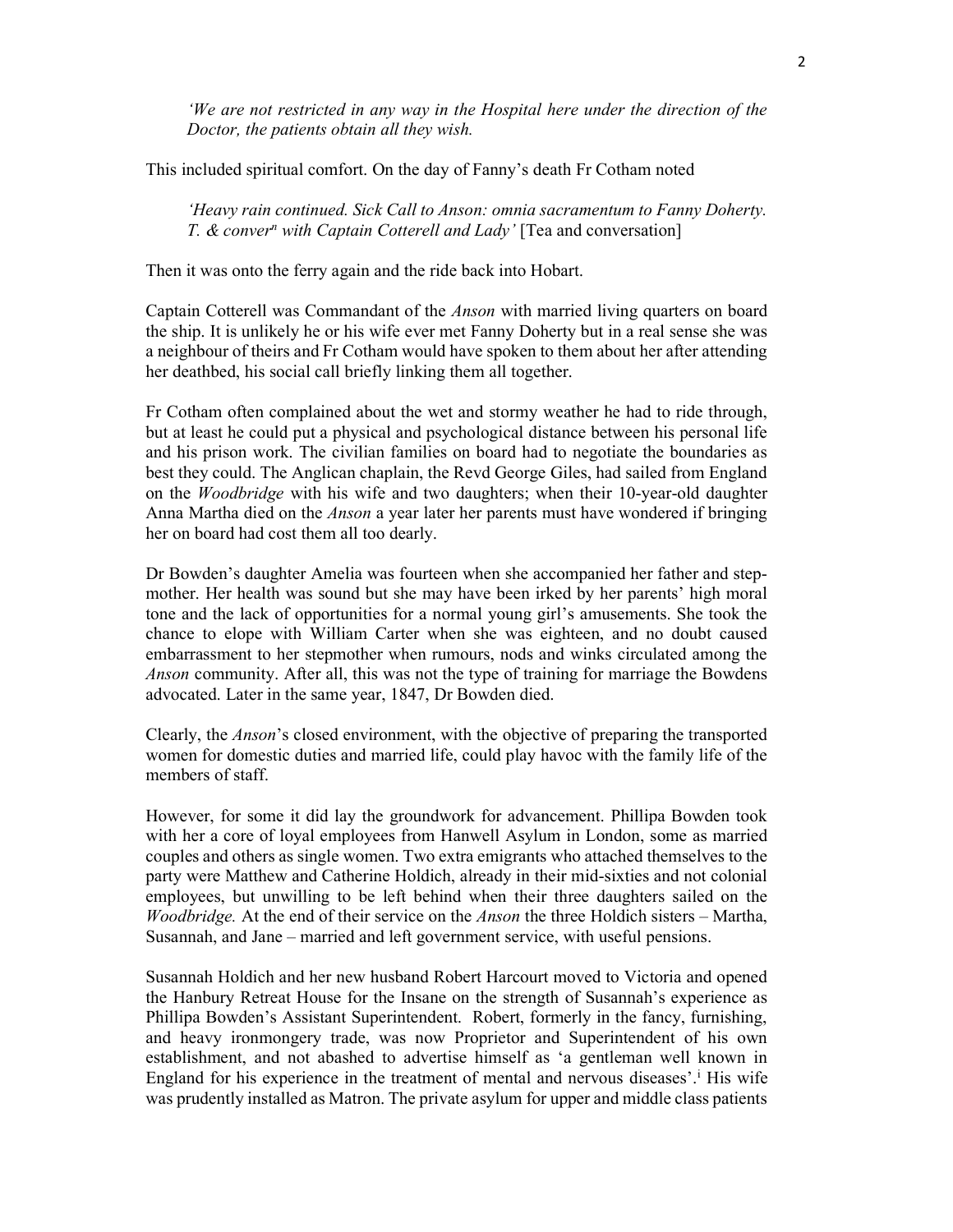> *'We are not restricted in any way in the Hospital here under the direction of the Doctor, the patients obtain all they wish.*

This included spiritual comfort. On the day of Fanny's death Fr Cotham noted

> *'Heavy rain continued. Sick Call to Anson: omnia sacramentum to Fanny Doherty. T. & conver$^{n}$ with Captain Cotterell and Lady'* [Tea and conversation]

Then it was onto the ferry again and the ride back into Hobart.

Captain Cotterell was Commandant of the *Anson* with married living quarters on board the ship. It is unlikely he or his wife ever met Fanny Doherty but in a real sense she was a neighbour of theirs and Fr Cotham would have spoken to them about her after attending her deathbed, his social call briefly linking them all together.

Fr Cotham often complained about the wet and stormy weather he had to ride through, but at least he could put a physical and psychological distance between his personal life and his prison work. The civilian families on board had to negotiate the boundaries as best they could. The Anglican chaplain, the Revd George Giles, had sailed from England on the *Woodbridge* with his wife and two daughters; when their 10-year-old daughter Anna Martha died on the *Anson* a year later her parents must have wondered if bringing her on board had cost them all too dearly.

Dr Bowden's daughter Amelia was fourteen when she accompanied her father and step-mother. Her health was sound but she may have been irked by her parents' high moral tone and the lack of opportunities for a normal young girl's amusements. She took the chance to elope with William Carter when she was eighteen, and no doubt caused embarrassment to her stepmother when rumours, nods and winks circulated among the *Anson* community. After all, this was not the type of training for marriage the Bowdens advocated. Later in the same year, 1847, Dr Bowden died.

Clearly, the *Anson*'s closed environment, with the objective of preparing the transported women for domestic duties and married life, could play havoc with the family life of the members of staff.

However, for some it did lay the groundwork for advancement. Phillipa Bowden took with her a core of loyal employees from Hanwell Asylum in London, some as married couples and others as single women. Two extra emigrants who attached themselves to the party were Matthew and Catherine Holdich, already in their mid-sixties and not colonial employees, but unwilling to be left behind when their three daughters sailed on the *Woodbridge.* At the end of their service on the *Anson* the three Holdich sisters – Martha, Susannah, and Jane – married and left government service, with useful pensions.

Susannah Holdich and her new husband Robert Harcourt moved to Victoria and opened the Hanbury Retreat House for the Insane on the strength of Susannah's experience as Phillipa Bowden's Assistant Superintendent. Robert, formerly in the fancy, furnishing, and heavy ironmongery trade, was now Proprietor and Superintendent of his own establishment, and not abashed to advertise himself as 'a gentleman well known in England for his experience in the treatment of mental and nervous diseases'.[i] His wife was prudently installed as Matron. The private asylum for upper and middle class patients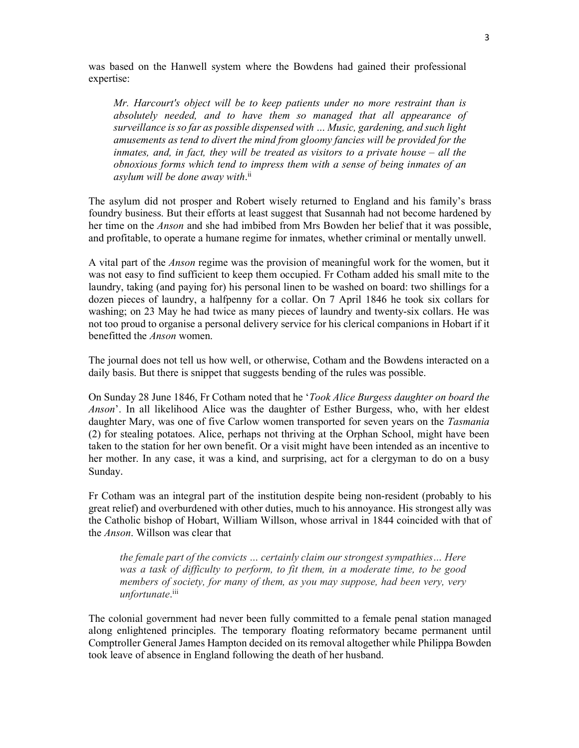was based on the Hanwell system where the Bowdens had gained their professional expertise:

> *Mr. Harcourt's object will be to keep patients under no more restraint than is absolutely needed, and to have them so managed that all appearance of surveillance is so far as possible dispensed with … Music, gardening, and such light amusements as tend to divert the mind from gloomy fancies will be provided for the inmates, and, in fact, they will be treated as visitors to a private house – all the obnoxious forms which tend to impress them with a sense of being inmates of an asylum will be done away with*.[ii]

The asylum did not prosper and Robert wisely returned to England and his family's brass foundry business. But their efforts at least suggest that Susannah had not become hardened by her time on the *Anson* and she had imbibed from Mrs Bowden her belief that it was possible, and profitable, to operate a humane regime for inmates, whether criminal or mentally unwell.

A vital part of the *Anson* regime was the provision of meaningful work for the women, but it was not easy to find sufficient to keep them occupied. Fr Cotham added his small mite to the laundry, taking (and paying for) his personal linen to be washed on board: two shillings for a dozen pieces of laundry, a halfpenny for a collar. On 7 April 1846 he took six collars for washing; on 23 May he had twice as many pieces of laundry and twenty-six collars. He was not too proud to organise a personal delivery service for his clerical companions in Hobart if it benefitted the *Anson* women.

The journal does not tell us how well, or otherwise, Cotham and the Bowdens interacted on a daily basis. But there is snippet that suggests bending of the rules was possible.

On Sunday 28 June 1846, Fr Cotham noted that he '*Took Alice Burgess daughter on board the Anson*'. In all likelihood Alice was the daughter of Esther Burgess, who, with her eldest daughter Mary, was one of five Carlow women transported for seven years on the *Tasmania* (2) for stealing potatoes. Alice, perhaps not thriving at the Orphan School, might have been taken to the station for her own benefit. Or a visit might have been intended as an incentive to her mother. In any case, it was a kind, and surprising, act for a clergyman to do on a busy Sunday.

Fr Cotham was an integral part of the institution despite being non-resident (probably to his great relief) and overburdened with other duties, much to his annoyance. His strongest ally was the Catholic bishop of Hobart, William Willson, whose arrival in 1844 coincided with that of the *Anson*. Willson was clear that

> *the female part of the convicts … certainly claim our strongest sympathies… Here was a task of difficulty to perform, to fit them, in a moderate time, to be good members of society, for many of them, as you may suppose, had been very, very unfortunate*.[iii]

The colonial government had never been fully committed to a female penal station managed along enlightened principles. The temporary floating reformatory became permanent until Comptroller General James Hampton decided on its removal altogether while Philippa Bowden took leave of absence in England following the death of her husband.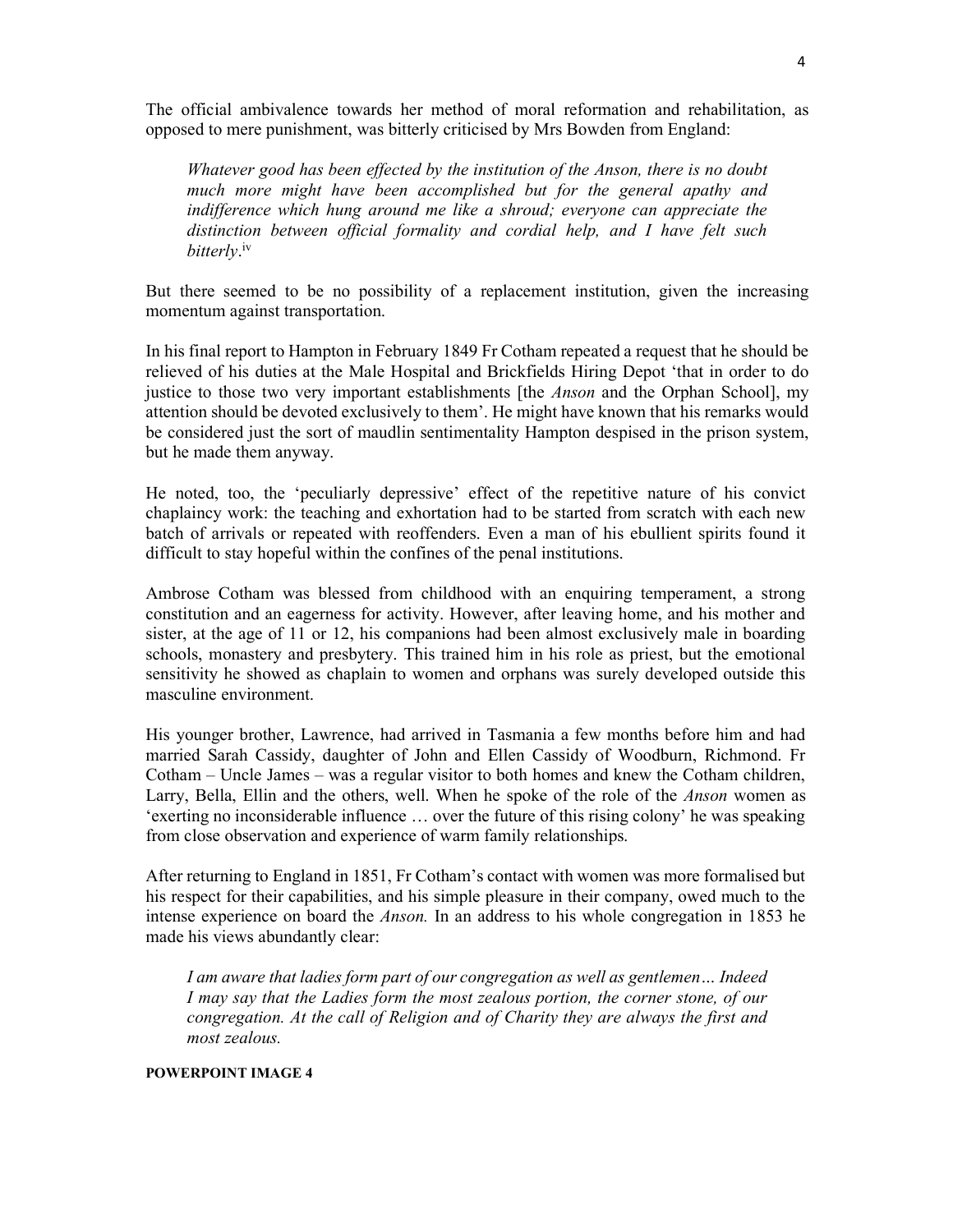The official ambivalence towards her method of moral reformation and rehabilitation, as opposed to mere punishment, was bitterly criticised by Mrs Bowden from England:

> *Whatever good has been effected by the institution of the Anson, there is no doubt much more might have been accomplished but for the general apathy and indifference which hung around me like a shroud; everyone can appreciate the distinction between official formality and cordial help, and I have felt such bitterly*.[iv]

But there seemed to be no possibility of a replacement institution, given the increasing momentum against transportation.

In his final report to Hampton in February 1849 Fr Cotham repeated a request that he should be relieved of his duties at the Male Hospital and Brickfields Hiring Depot 'that in order to do justice to those two very important establishments [the *Anson* and the Orphan School], my attention should be devoted exclusively to them'. He might have known that his remarks would be considered just the sort of maudlin sentimentality Hampton despised in the prison system, but he made them anyway.

He noted, too, the 'peculiarly depressive' effect of the repetitive nature of his convict chaplaincy work: the teaching and exhortation had to be started from scratch with each new batch of arrivals or repeated with reoffenders. Even a man of his ebullient spirits found it difficult to stay hopeful within the confines of the penal institutions.

Ambrose Cotham was blessed from childhood with an enquiring temperament, a strong constitution and an eagerness for activity. However, after leaving home, and his mother and sister, at the age of 11 or 12, his companions had been almost exclusively male in boarding schools, monastery and presbytery. This trained him in his role as priest, but the emotional sensitivity he showed as chaplain to women and orphans was surely developed outside this masculine environment.

His younger brother, Lawrence, had arrived in Tasmania a few months before him and had married Sarah Cassidy, daughter of John and Ellen Cassidy of Woodburn, Richmond. Fr Cotham – Uncle James – was a regular visitor to both homes and knew the Cotham children, Larry, Bella, Ellin and the others, well. When he spoke of the role of the *Anson* women as 'exerting no inconsiderable influence … over the future of this rising colony' he was speaking from close observation and experience of warm family relationships.

After returning to England in 1851, Fr Cotham's contact with women was more formalised but his respect for their capabilities, and his simple pleasure in their company, owed much to the intense experience on board the *Anson.* In an address to his whole congregation in 1853 he made his views abundantly clear:

> *I am aware that ladies form part of our congregation as well as gentlemen… Indeed I may say that the Ladies form the most zealous portion, the corner stone, of our congregation. At the call of Religion and of Charity they are always the first and most zealous.*

**POWERPOINT IMAGE 4**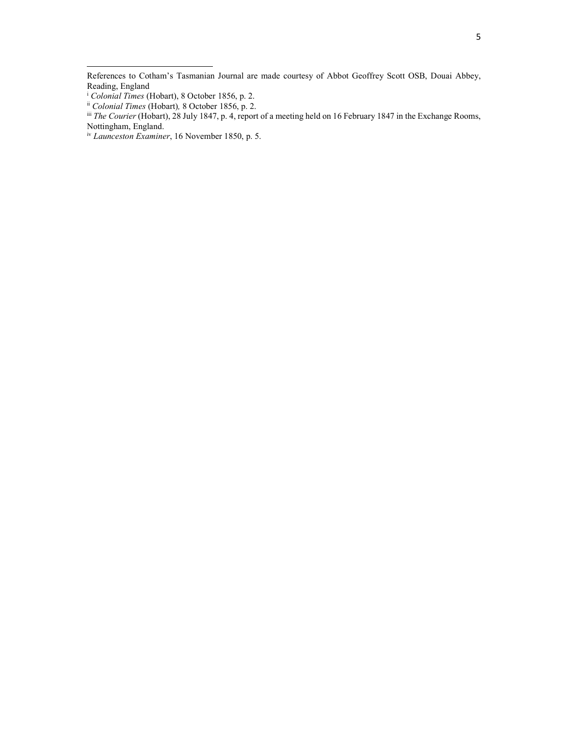References to Cotham's Tasmanian Journal are made courtesy of Abbot Geoffrey Scott OSB, Douai Abbey, Reading, England

[i] *Colonial Times* (Hobart), 8 October 1856, p. 2.

[ii] *Colonial Times* (Hobart), 8 October 1856, p. 2.

[iii] *The Courier* (Hobart), 28 July 1847, p. 4, report of a meeting held on 16 February 1847 in the Exchange Rooms, Nottingham, England.

[iv] *Launceston Examiner*, 16 November 1850, p. 5.